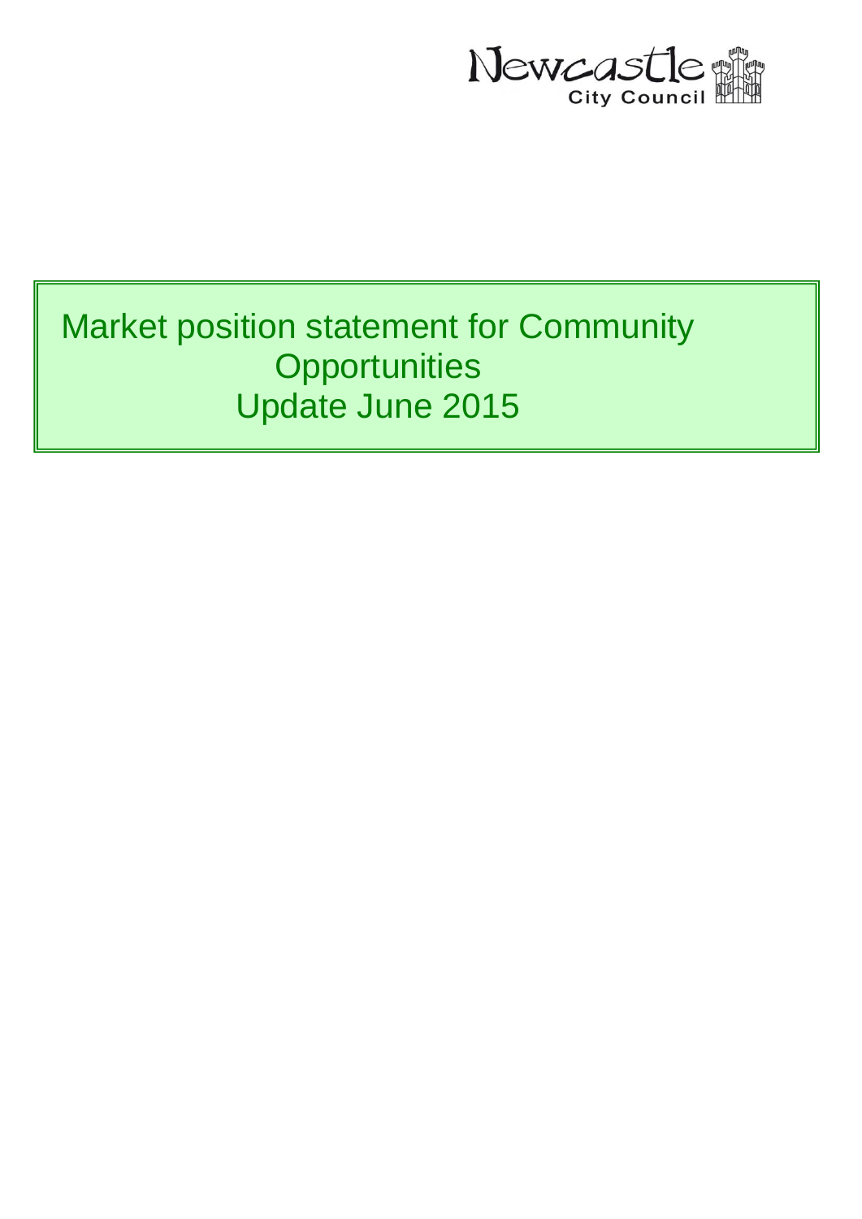Newcastle City Council

# Market position statement for Community Opportunities

## Update June 2015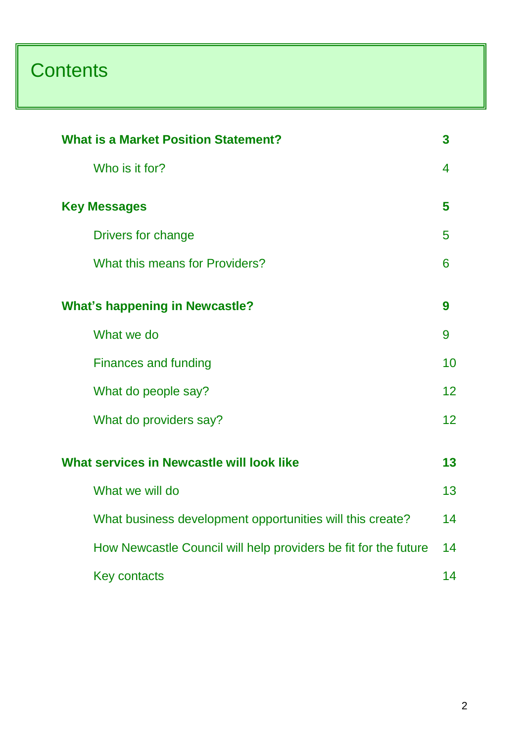# Contents

| | |
|---|---|
| **What is a Market Position Statement?** | **3** |
| Who is it for? | 4 |
| **Key Messages** | **5** |
| Drivers for change | 5 |
| What this means for Providers? | 6 |
| **What's happening in Newcastle?** | **9** |
| What we do | 9 |
| Finances and funding | 10 |
| What do people say? | 12 |
| What do providers say? | 12 |
| **What services in Newcastle will look like** | **13** |
| What we will do | 13 |
| What business development opportunities will this create? | 14 |
| How Newcastle Council will help providers be fit for the future | 14 |
| Key contacts | 14 |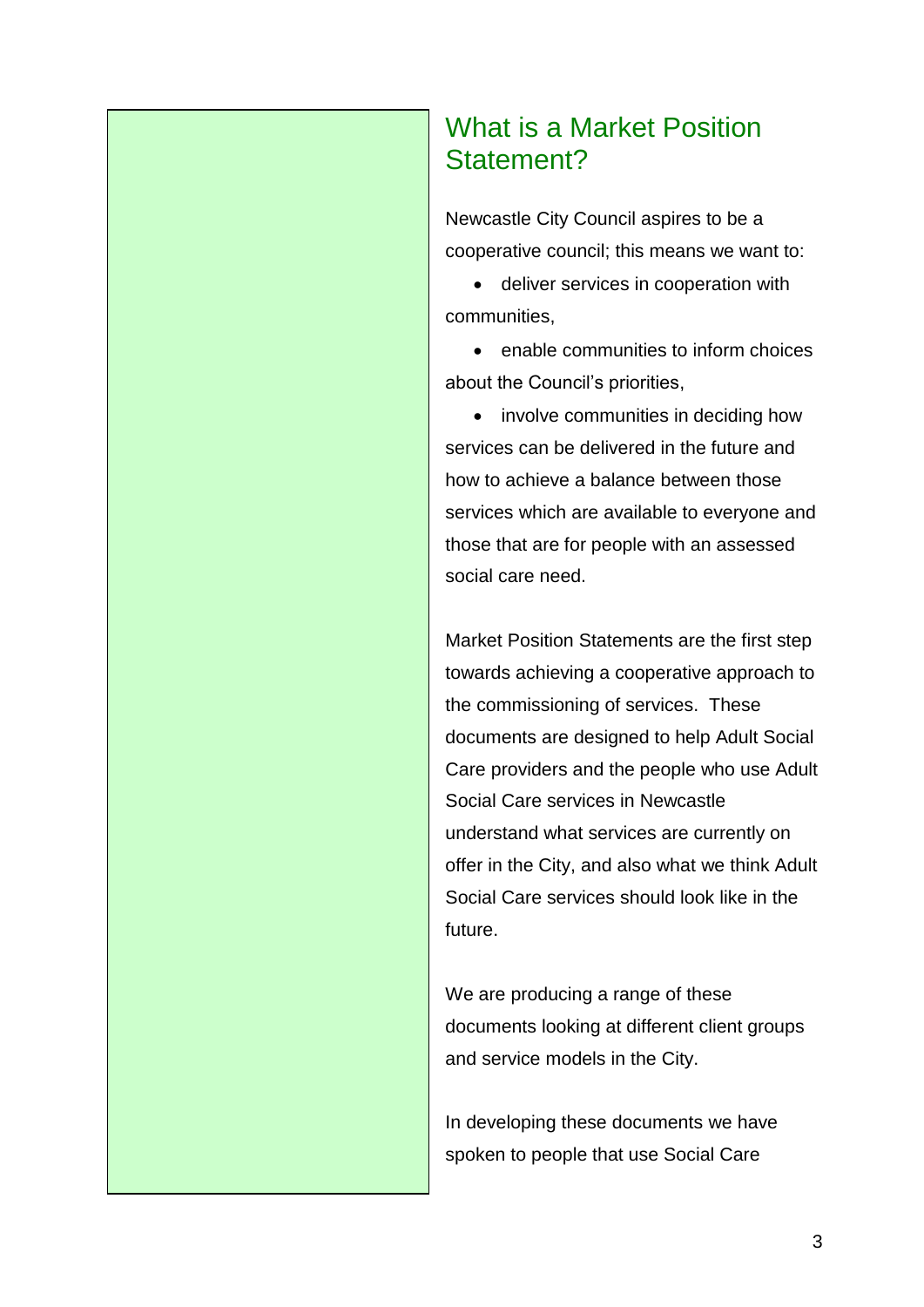## What is a Market Position Statement?

Newcastle City Council aspires to be a cooperative council; this means we want to:

- deliver services in cooperation with communities,
- enable communities to inform choices about the Council's priorities,
- involve communities in deciding how services can be delivered in the future and how to achieve a balance between those services which are available to everyone and those that are for people with an assessed social care need.

Market Position Statements are the first step towards achieving a cooperative approach to the commissioning of services. These documents are designed to help Adult Social Care providers and the people who use Adult Social Care services in Newcastle understand what services are currently on offer in the City, and also what we think Adult Social Care services should look like in the future.

We are producing a range of these documents looking at different client groups and service models in the City.

In developing these documents we have spoken to people that use Social Care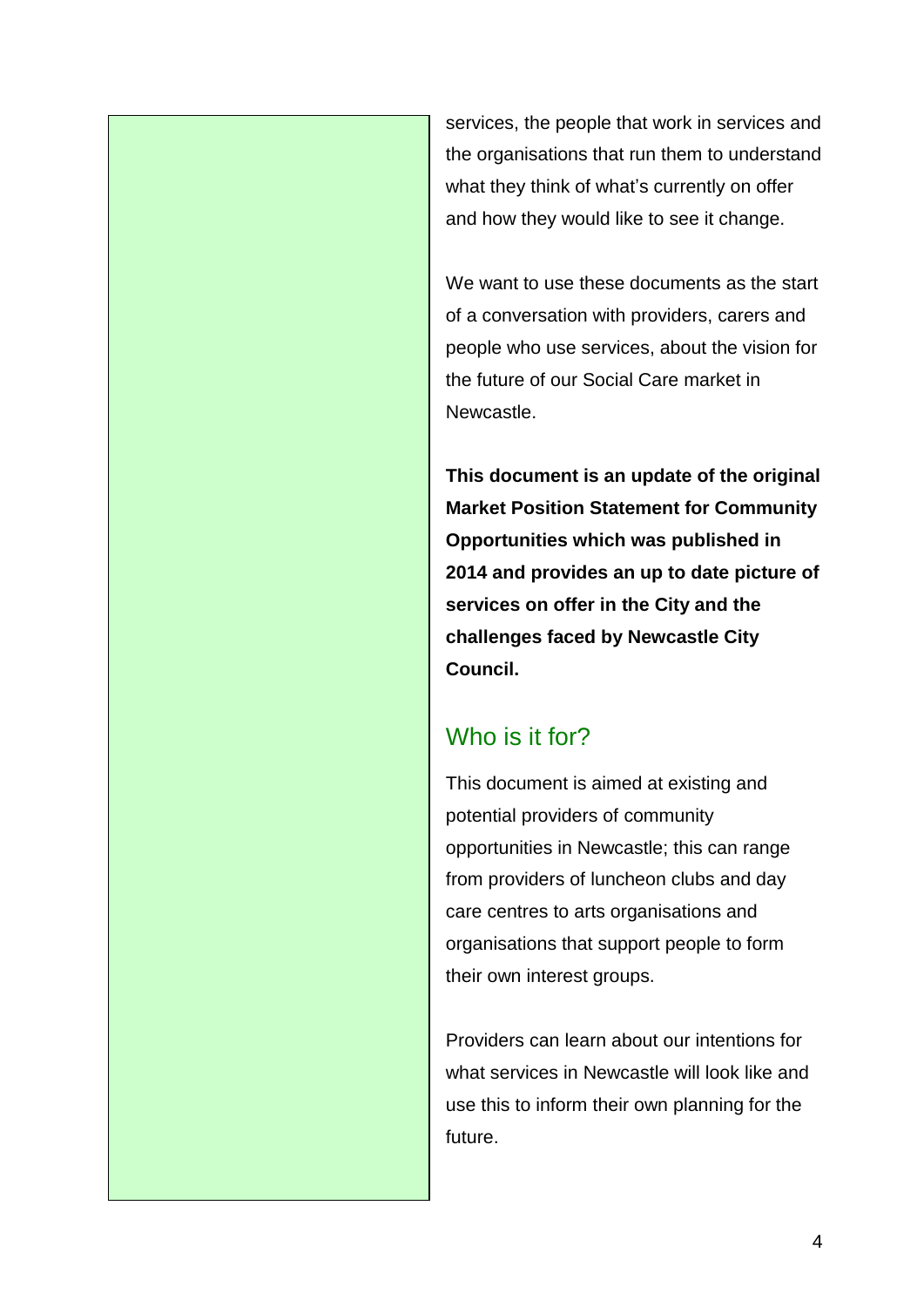services, the people that work in services and the organisations that run them to understand what they think of what's currently on offer and how they would like to see it change.

We want to use these documents as the start of a conversation with providers, carers and people who use services, about the vision for the future of our Social Care market in Newcastle.

**This document is an update of the original Market Position Statement for Community Opportunities which was published in 2014 and provides an up to date picture of services on offer in the City and the challenges faced by Newcastle City Council.**

## Who is it for?

This document is aimed at existing and potential providers of community opportunities in Newcastle; this can range from providers of luncheon clubs and day care centres to arts organisations and organisations that support people to form their own interest groups.

Providers can learn about our intentions for what services in Newcastle will look like and use this to inform their own planning for the future.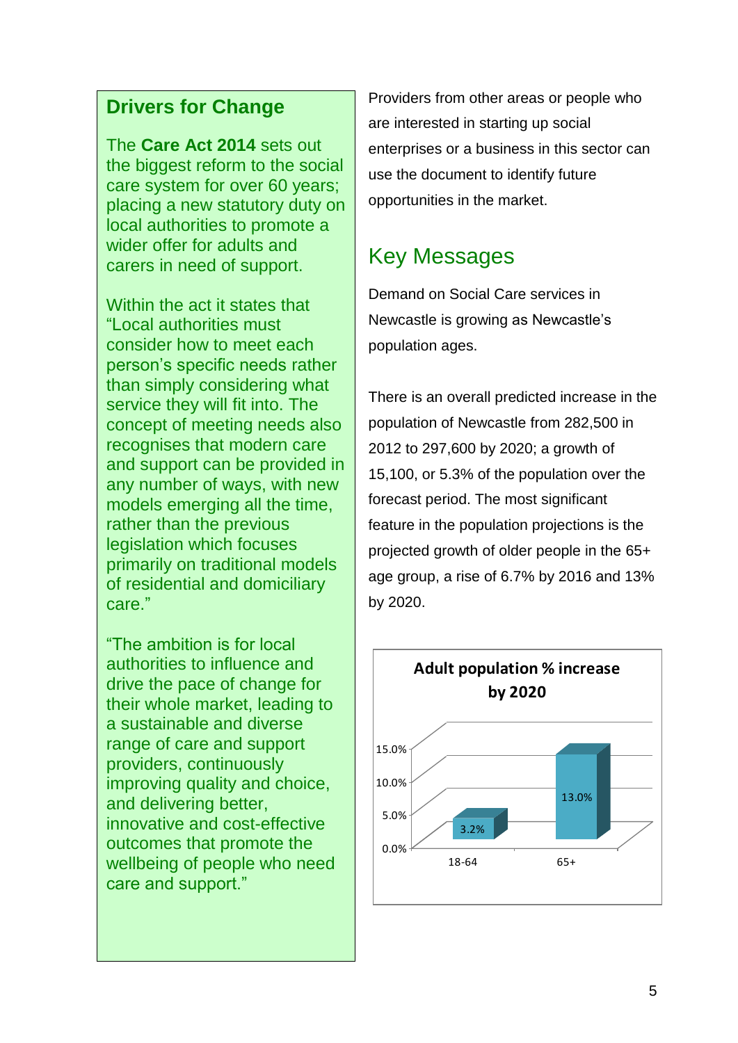## Drivers for Change

The **Care Act 2014** sets out the biggest reform to the social care system for over 60 years; placing a new statutory duty on local authorities to promote a wider offer for adults and carers in need of support.

Within the act it states that "Local authorities must consider how to meet each person's specific needs rather than simply considering what service they will fit into. The concept of meeting needs also recognises that modern care and support can be provided in any number of ways, with new models emerging all the time, rather than the previous legislation which focuses primarily on traditional models of residential and domiciliary care."

"The ambition is for local authorities to influence and drive the pace of change for their whole market, leading to a sustainable and diverse range of care and support providers, continuously improving quality and choice, and delivering better, innovative and cost-effective outcomes that promote the wellbeing of people who need care and support."

Providers from other areas or people who are interested in starting up social enterprises or a business in this sector can use the document to identify future opportunities in the market.

## Key Messages

Demand on Social Care services in Newcastle is growing as Newcastle's population ages.

There is an overall predicted increase in the population of Newcastle from 282,500 in 2012 to 297,600 by 2020; a growth of 15,100, or 5.3% of the population over the forecast period. The most significant feature in the population projections is the projected growth of older people in the 65+ age group, a rise of 6.7% by 2016 and 13% by 2020.

**Adult population % increase by 2020**

| Age group | % increase |
|---|---|
| 18-64 | 3.2% |
| 65+ | 13.0% |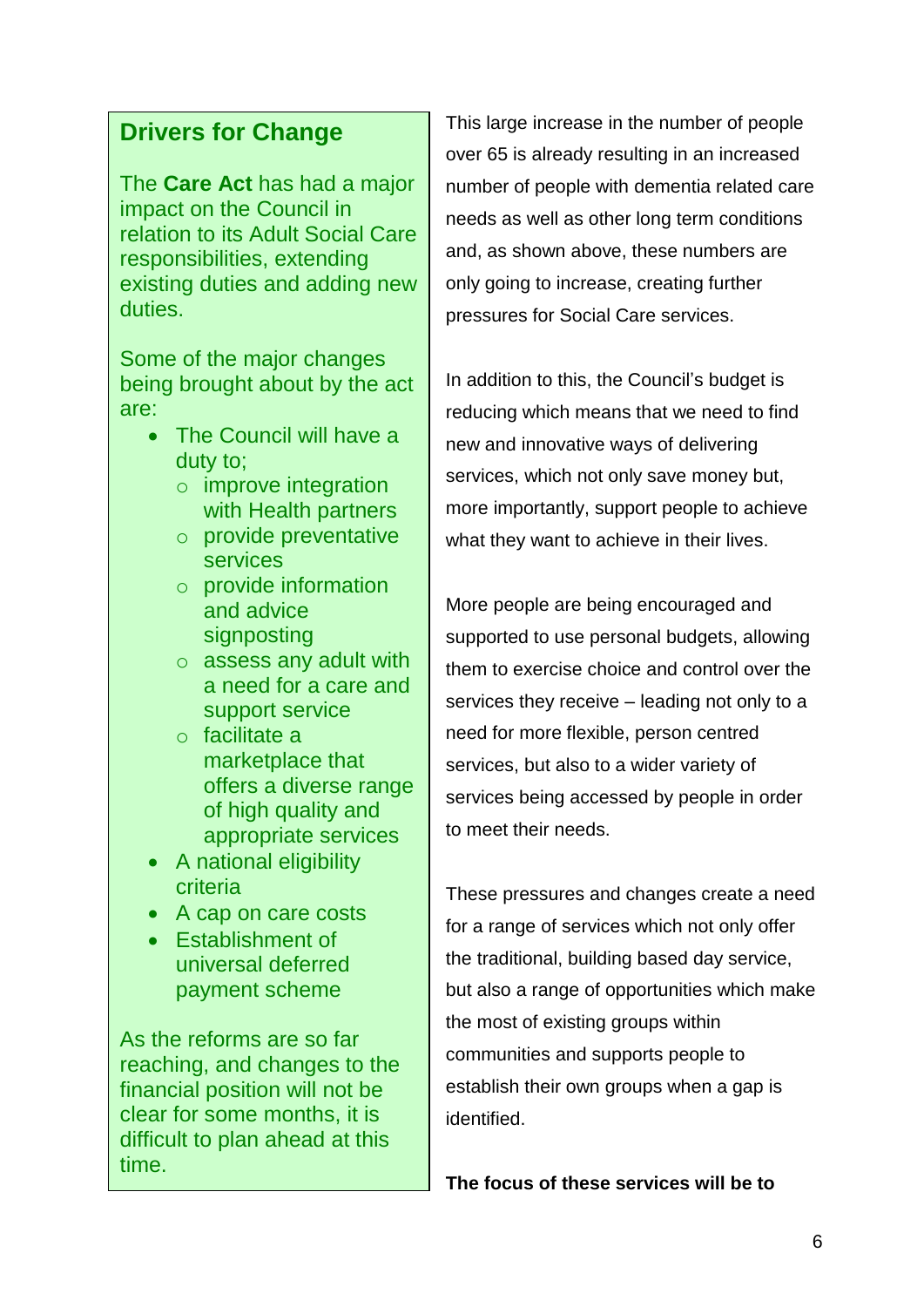## Drivers for Change

The **Care Act** has had a major impact on the Council in relation to its Adult Social Care responsibilities, extending existing duties and adding new duties.

Some of the major changes being brought about by the act are:

- The Council will have a duty to;
  - improve integration with Health partners
  - provide preventative services
  - provide information and advice signposting
  - assess any adult with a need for a care and support service
  - facilitate a marketplace that offers a diverse range of high quality and appropriate services
- A national eligibility criteria
- A cap on care costs
- Establishment of universal deferred payment scheme

As the reforms are so far reaching, and changes to the financial position will not be clear for some months, it is difficult to plan ahead at this time.

This large increase in the number of people over 65 is already resulting in an increased number of people with dementia related care needs as well as other long term conditions and, as shown above, these numbers are only going to increase, creating further pressures for Social Care services.

In addition to this, the Council's budget is reducing which means that we need to find new and innovative ways of delivering services, which not only save money but, more importantly, support people to achieve what they want to achieve in their lives.

More people are being encouraged and supported to use personal budgets, allowing them to exercise choice and control over the services they receive – leading not only to a need for more flexible, person centred services, but also to a wider variety of services being accessed by people in order to meet their needs.

These pressures and changes create a need for a range of services which not only offer the traditional, building based day service, but also a range of opportunities which make the most of existing groups within communities and supports people to establish their own groups when a gap is identified.

**The focus of these services will be to**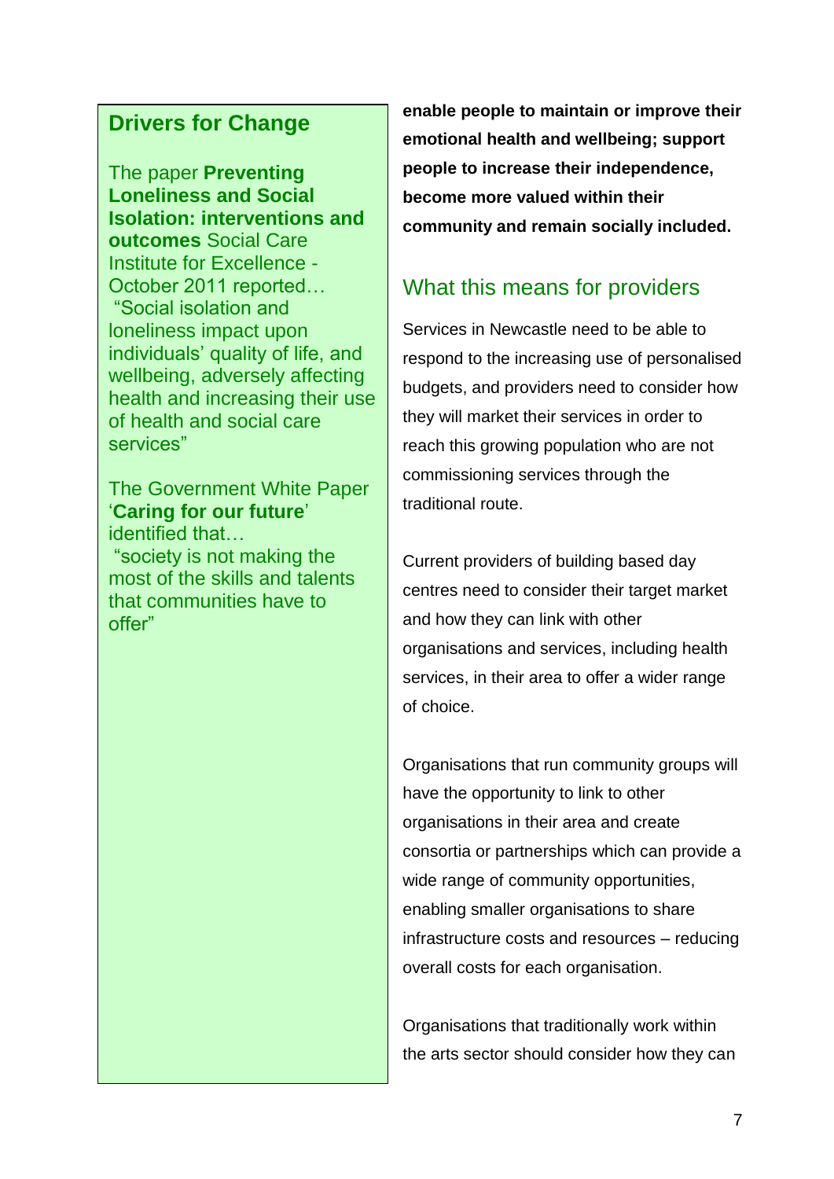## Drivers for Change

The paper **Preventing Loneliness and Social Isolation: interventions and outcomes** Social Care Institute for Excellence - October 2011 reported…
"Social isolation and loneliness impact upon individuals' quality of life, and wellbeing, adversely affecting health and increasing their use of health and social care services"

The Government White Paper '**Caring for our future**' identified that…
"society is not making the most of the skills and talents that communities have to offer"

**enable people to maintain or improve their emotional health and wellbeing; support people to increase their independence, become more valued within their community and remain socially included.**

## What this means for providers

Services in Newcastle need to be able to respond to the increasing use of personalised budgets, and providers need to consider how they will market their services in order to reach this growing population who are not commissioning services through the traditional route.

Current providers of building based day centres need to consider their target market and how they can link with other organisations and services, including health services, in their area to offer a wider range of choice.

Organisations that run community groups will have the opportunity to link to other organisations in their area and create consortia or partnerships which can provide a wide range of community opportunities, enabling smaller organisations to share infrastructure costs and resources – reducing overall costs for each organisation.

Organisations that traditionally work within the arts sector should consider how they can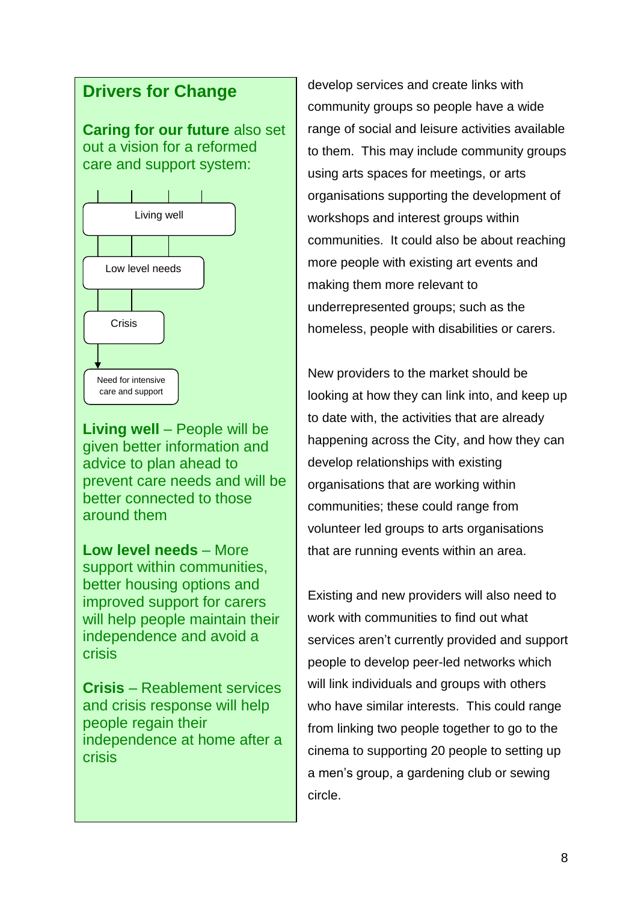## Drivers for Change

**Caring for our future** also set out a vision for a reformed care and support system:

Living well

Low level needs

Crisis

Need for intensive care and support

**Living well** – People will be given better information and advice to plan ahead to prevent care needs and will be better connected to those around them

**Low level needs** – More support within communities, better housing options and improved support for carers will help people maintain their independence and avoid a crisis

**Crisis** – Reablement services and crisis response will help people regain their independence at home after a crisis

develop services and create links with community groups so people have a wide range of social and leisure activities available to them. This may include community groups using arts spaces for meetings, or arts organisations supporting the development of workshops and interest groups within communities. It could also be about reaching more people with existing art events and making them more relevant to underrepresented groups; such as the homeless, people with disabilities or carers.

New providers to the market should be looking at how they can link into, and keep up to date with, the activities that are already happening across the City, and how they can develop relationships with existing organisations that are working within communities; these could range from volunteer led groups to arts organisations that are running events within an area.

Existing and new providers will also need to work with communities to find out what services aren't currently provided and support people to develop peer-led networks which will link individuals and groups with others who have similar interests. This could range from linking two people together to go to the cinema to supporting 20 people to setting up a men's group, a gardening club or sewing circle.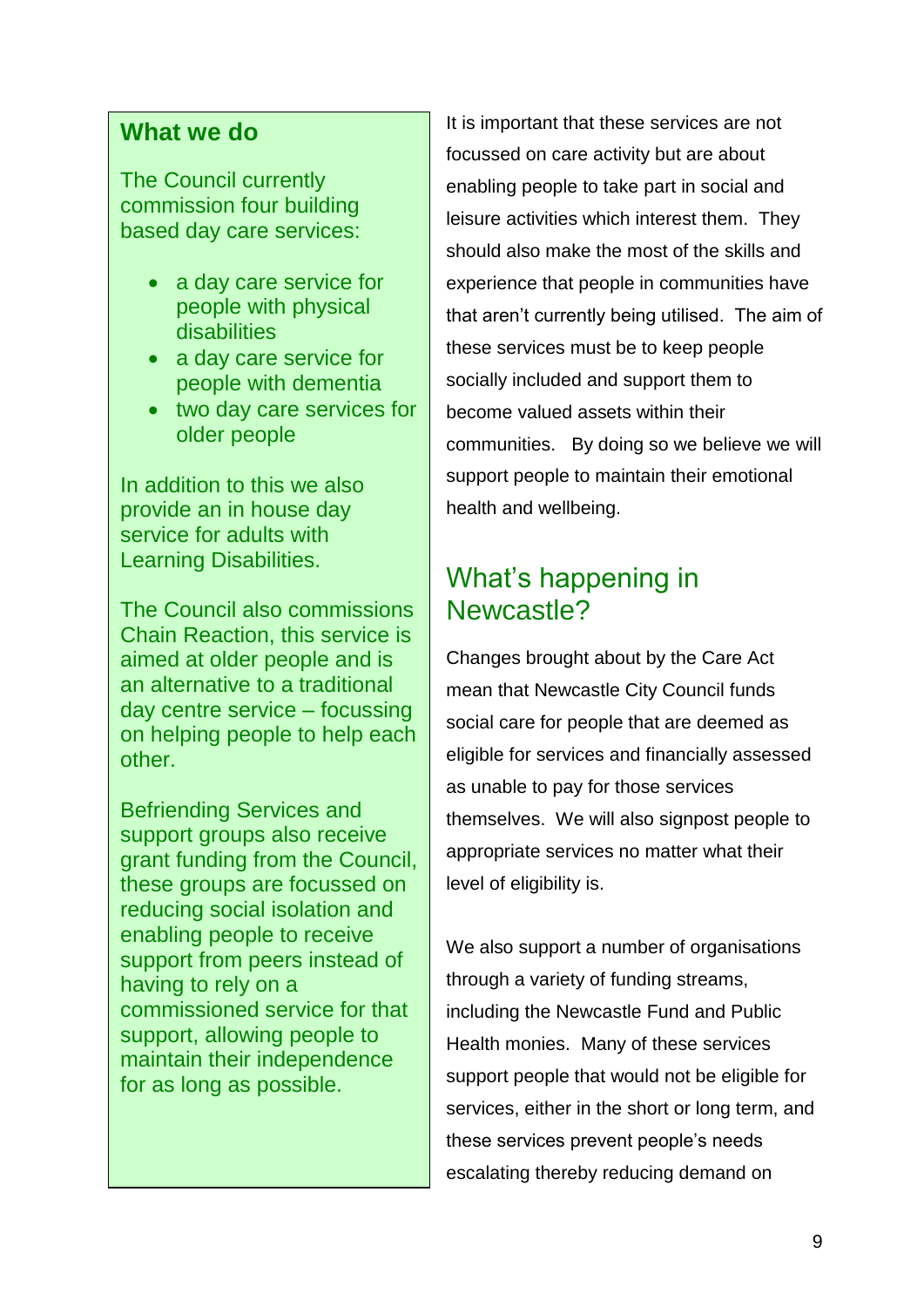## What we do

The Council currently commission four building based day care services:

- a day care service for people with physical disabilities
- a day care service for people with dementia
- two day care services for older people

In addition to this we also provide an in house day service for adults with Learning Disabilities.

The Council also commissions Chain Reaction, this service is aimed at older people and is an alternative to a traditional day centre service – focussing on helping people to help each other.

Befriending Services and support groups also receive grant funding from the Council, these groups are focussed on reducing social isolation and enabling people to receive support from peers instead of having to rely on a commissioned service for that support, allowing people to maintain their independence for as long as possible.

It is important that these services are not focussed on care activity but are about enabling people to take part in social and leisure activities which interest them. They should also make the most of the skills and experience that people in communities have that aren't currently being utilised. The aim of these services must be to keep people socially included and support them to become valued assets within their communities. By doing so we believe we will support people to maintain their emotional health and wellbeing.

## What's happening in Newcastle?

Changes brought about by the Care Act mean that Newcastle City Council funds social care for people that are deemed as eligible for services and financially assessed as unable to pay for those services themselves. We will also signpost people to appropriate services no matter what their level of eligibility is.

We also support a number of organisations through a variety of funding streams, including the Newcastle Fund and Public Health monies. Many of these services support people that would not be eligible for services, either in the short or long term, and these services prevent people's needs escalating thereby reducing demand on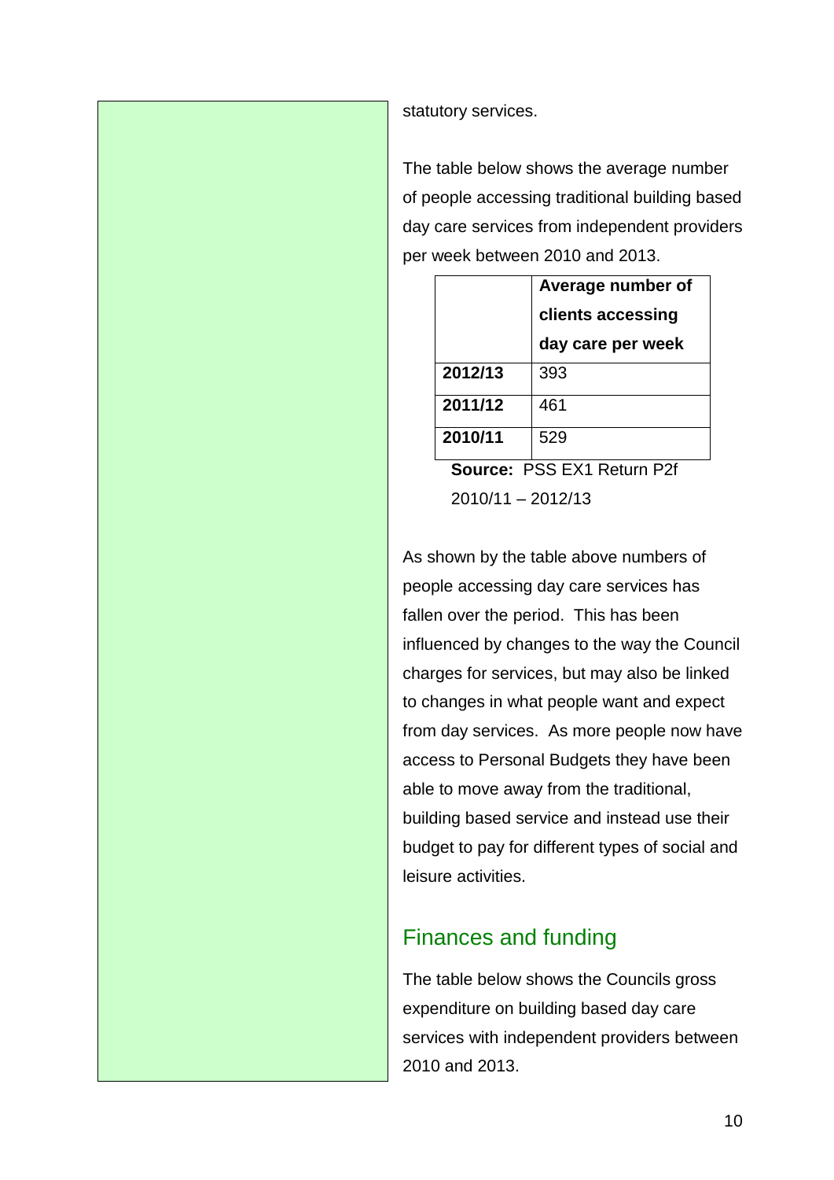statutory services.

The table below shows the average number of people accessing traditional building based day care services from independent providers per week between 2010 and 2013.

| | Average number of clients accessing day care per week |
|---|---|
| **2012/13** | 393 |
| **2011/12** | 461 |
| **2010/11** | 529 |

**Source:** PSS EX1 Return P2f 2010/11 – 2012/13

As shown by the table above numbers of people accessing day care services has fallen over the period. This has been influenced by changes to the way the Council charges for services, but may also be linked to changes in what people want and expect from day services. As more people now have access to Personal Budgets they have been able to move away from the traditional, building based service and instead use their budget to pay for different types of social and leisure activities.

## Finances and funding

The table below shows the Councils gross expenditure on building based day care services with independent providers between 2010 and 2013.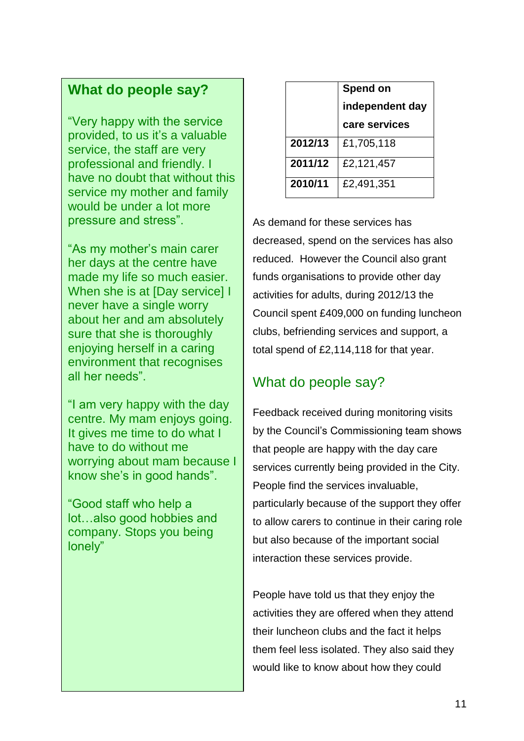## What do people say?

"Very happy with the service provided, to us it's a valuable service, the staff are very professional and friendly. I have no doubt that without this service my mother and family would be under a lot more pressure and stress".

"As my mother's main carer her days at the centre have made my life so much easier. When she is at [Day service] I never have a single worry about her and am absolutely sure that she is thoroughly enjoying herself in a caring environment that recognises all her needs".

"I am very happy with the day centre. My mam enjoys going. It gives me time to do what I have to do without me worrying about mam because I know she's in good hands".

"Good staff who help a lot…also good hobbies and company. Stops you being lonely"

| | **Spend on independent day care services** |
|---|---|
| **2012/13** | £1,705,118 |
| **2011/12** | £2,121,457 |
| **2010/11** | £2,491,351 |

As demand for these services has decreased, spend on the services has also reduced. However the Council also grant funds organisations to provide other day activities for adults, during 2012/13 the Council spent £409,000 on funding luncheon clubs, befriending services and support, a total spend of £2,114,118 for that year.

## What do people say?

Feedback received during monitoring visits by the Council's Commissioning team shows that people are happy with the day care services currently being provided in the City. People find the services invaluable, particularly because of the support they offer to allow carers to continue in their caring role but also because of the important social interaction these services provide.

People have told us that they enjoy the activities they are offered when they attend their luncheon clubs and the fact it helps them feel less isolated. They also said they would like to know about how they could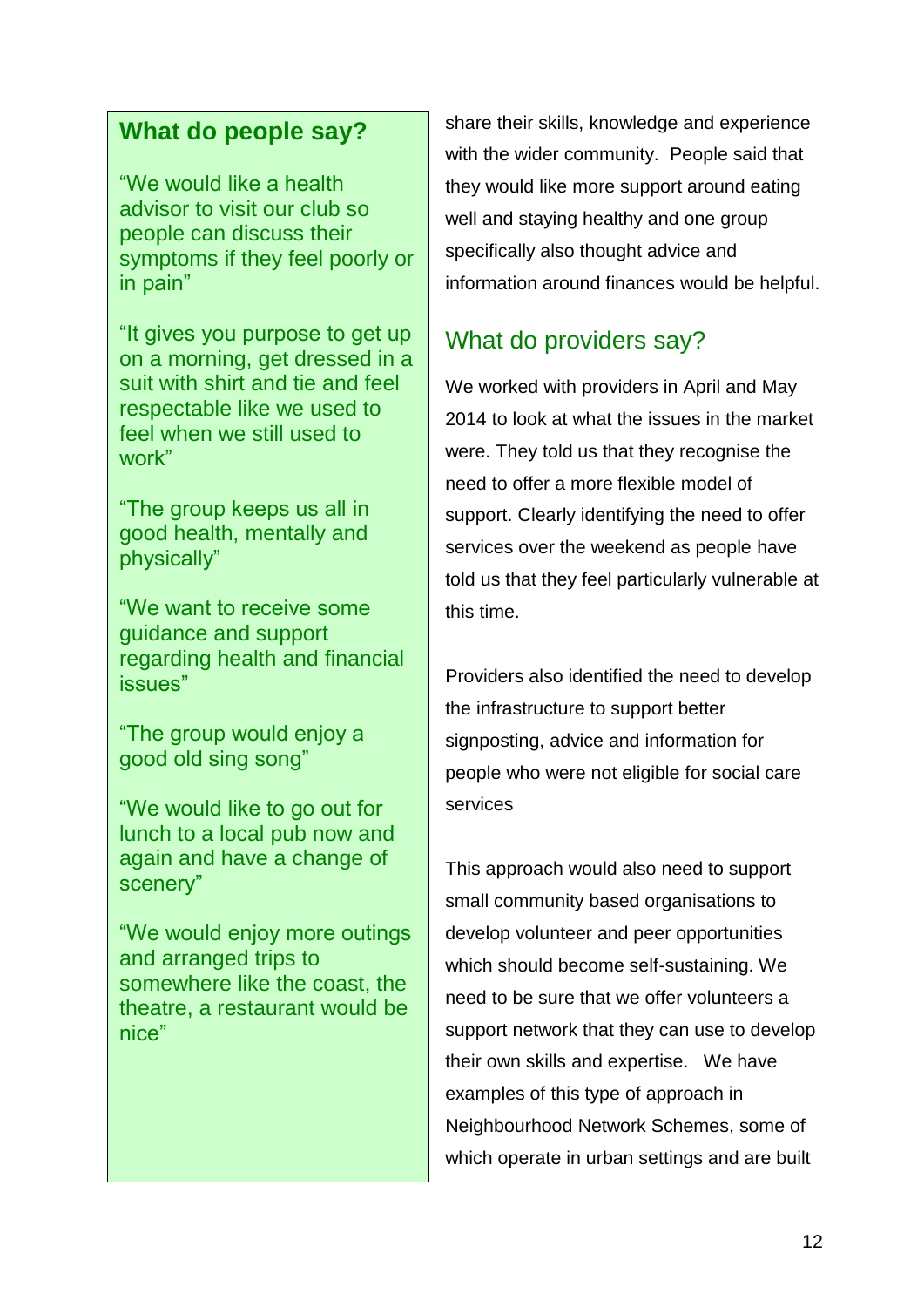## What do people say?

"We would like a health advisor to visit our club so people can discuss their symptoms if they feel poorly or in pain"

"It gives you purpose to get up on a morning, get dressed in a suit with shirt and tie and feel respectable like we used to feel when we still used to work"

"The group keeps us all in good health, mentally and physically"

"We want to receive some guidance and support regarding health and financial issues"

"The group would enjoy a good old sing song"

"We would like to go out for lunch to a local pub now and again and have a change of scenery"

"We would enjoy more outings and arranged trips to somewhere like the coast, the theatre, a restaurant would be nice"

share their skills, knowledge and experience with the wider community. People said that they would like more support around eating well and staying healthy and one group specifically also thought advice and information around finances would be helpful.

## What do providers say?

We worked with providers in April and May 2014 to look at what the issues in the market were. They told us that they recognise the need to offer a more flexible model of support. Clearly identifying the need to offer services over the weekend as people have told us that they feel particularly vulnerable at this time.

Providers also identified the need to develop the infrastructure to support better signposting, advice and information for people who were not eligible for social care services

This approach would also need to support small community based organisations to develop volunteer and peer opportunities which should become self-sustaining. We need to be sure that we offer volunteers a support network that they can use to develop their own skills and expertise. We have examples of this type of approach in Neighbourhood Network Schemes, some of which operate in urban settings and are built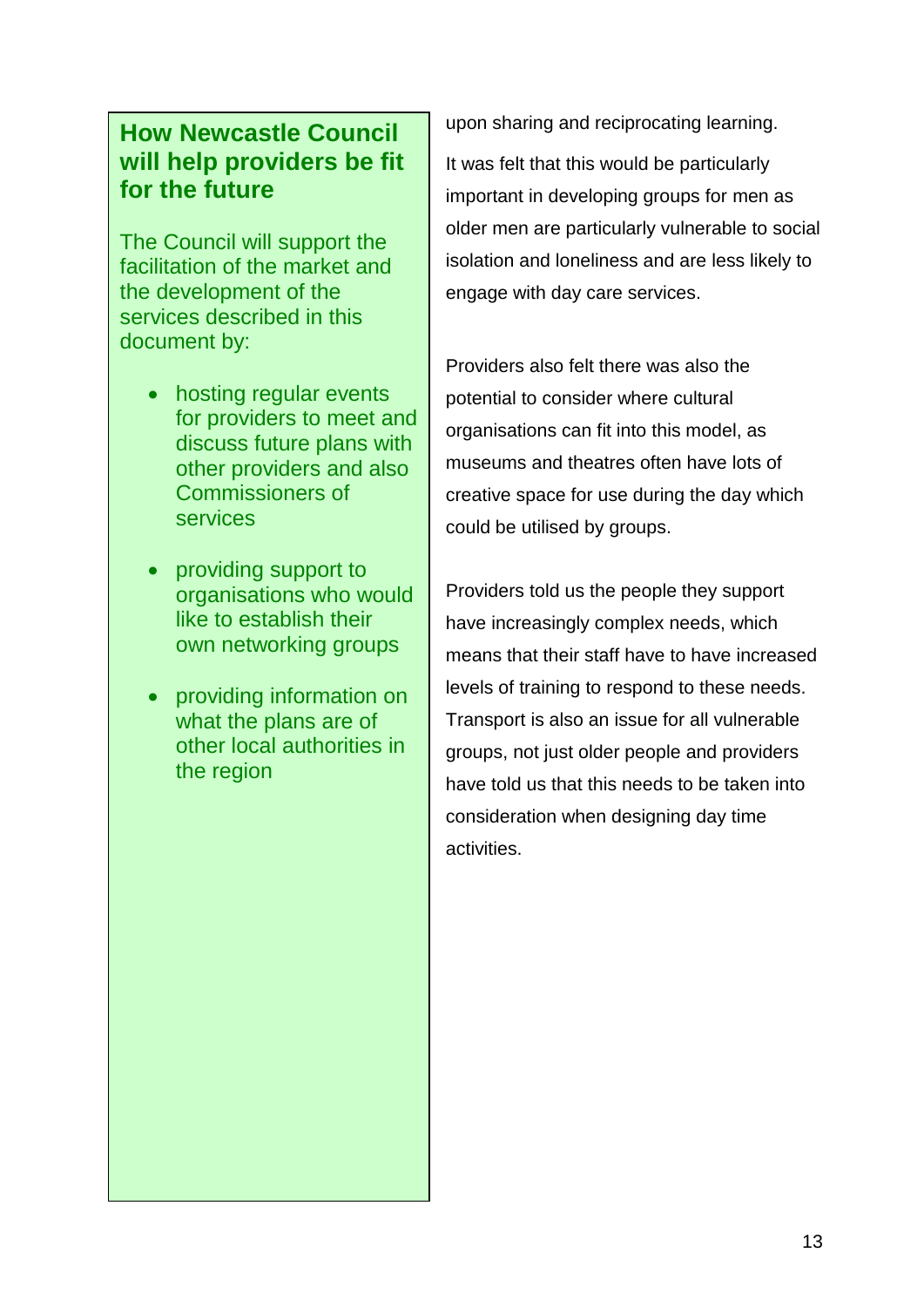## How Newcastle Council will help providers be fit for the future

The Council will support the facilitation of the market and the development of the services described in this document by:

- hosting regular events for providers to meet and discuss future plans with other providers and also Commissioners of services
- providing support to organisations who would like to establish their own networking groups
- providing information on what the plans are of other local authorities in the region

upon sharing and reciprocating learning.

It was felt that this would be particularly important in developing groups for men as older men are particularly vulnerable to social isolation and loneliness and are less likely to engage with day care services.

Providers also felt there was also the potential to consider where cultural organisations can fit into this model, as museums and theatres often have lots of creative space for use during the day which could be utilised by groups.

Providers told us the people they support have increasingly complex needs, which means that their staff have to have increased levels of training to respond to these needs. Transport is also an issue for all vulnerable groups, not just older people and providers have told us that this needs to be taken into consideration when designing day time activities.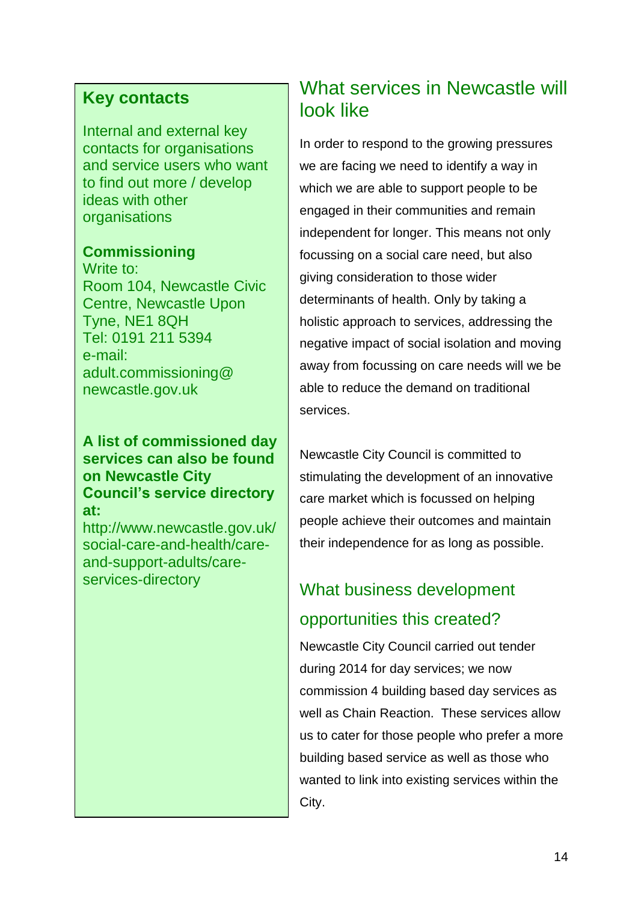## Key contacts

Internal and external key contacts for organisations and service users who want to find out more / develop ideas with other organisations

**Commissioning**
Write to:
Room 104, Newcastle Civic Centre, Newcastle Upon Tyne, NE1 8QH
Tel: 0191 211 5394
e-mail:
adult.commissioning@newcastle.gov.uk

**A list of commissioned day services can also be found on Newcastle City Council's service directory at:**
http://www.newcastle.gov.uk/social-care-and-health/care-and-support-adults/care-services-directory

## What services in Newcastle will look like

In order to respond to the growing pressures we are facing we need to identify a way in which we are able to support people to be engaged in their communities and remain independent for longer. This means not only focussing on a social care need, but also giving consideration to those wider determinants of health. Only by taking a holistic approach to services, addressing the negative impact of social isolation and moving away from focussing on care needs will we be able to reduce the demand on traditional services.

Newcastle City Council is committed to stimulating the development of an innovative care market which is focussed on helping people achieve their outcomes and maintain their independence for as long as possible.

## What business development opportunities this created?

Newcastle City Council carried out tender during 2014 for day services; we now commission 4 building based day services as well as Chain Reaction. These services allow us to cater for those people who prefer a more building based service as well as those who wanted to link into existing services within the City.